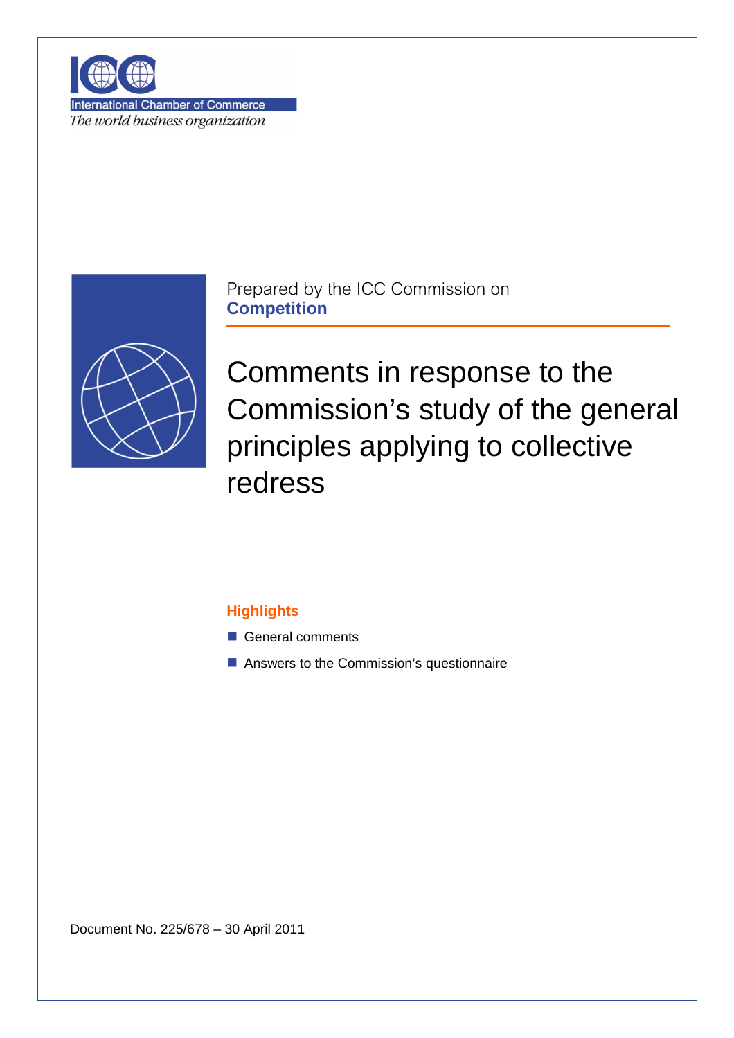ICC
International Chamber of Commerce
*The world business organization*

Prepared by the ICC Commission on
**Competition**

# Comments in response to the Commission's study of the general principles applying to collective redress

**Highlights**

- General comments
- Answers to the Commission's questionnaire

Document No. 225/678 – 30 April 2011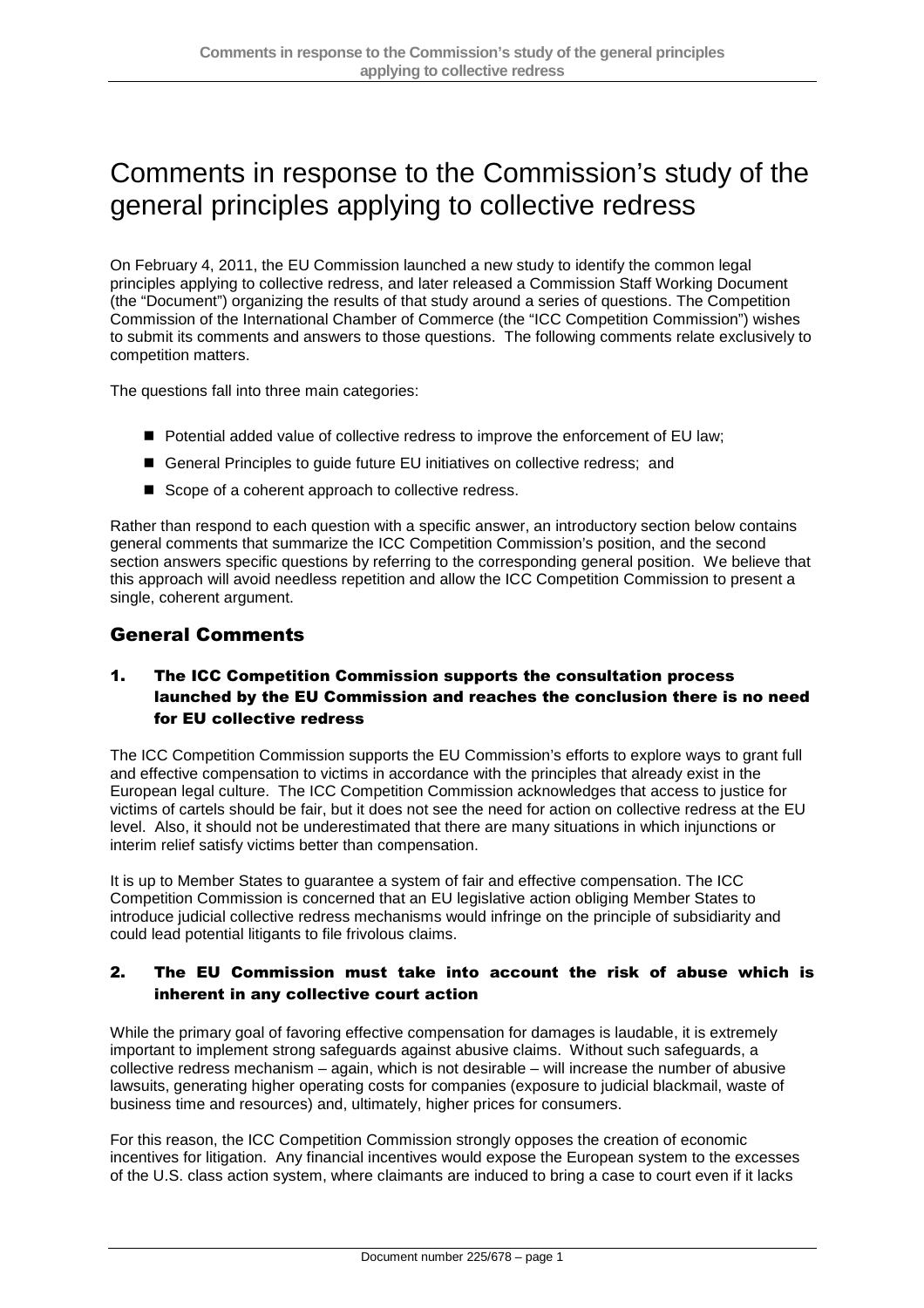# Comments in response to the Commission's study of the general principles applying to collective redress

On February 4, 2011, the EU Commission launched a new study to identify the common legal principles applying to collective redress, and later released a Commission Staff Working Document (the "Document") organizing the results of that study around a series of questions. The Competition Commission of the International Chamber of Commerce (the "ICC Competition Commission") wishes to submit its comments and answers to those questions. The following comments relate exclusively to competition matters.

The questions fall into three main categories:

- Potential added value of collective redress to improve the enforcement of EU law;
- General Principles to guide future EU initiatives on collective redress; and
- Scope of a coherent approach to collective redress.

Rather than respond to each question with a specific answer, an introductory section below contains general comments that summarize the ICC Competition Commission's position, and the second section answers specific questions by referring to the corresponding general position. We believe that this approach will avoid needless repetition and allow the ICC Competition Commission to present a single, coherent argument.

## General Comments

### 1. The ICC Competition Commission supports the consultation process launched by the EU Commission and reaches the conclusion there is no need for EU collective redress

The ICC Competition Commission supports the EU Commission's efforts to explore ways to grant full and effective compensation to victims in accordance with the principles that already exist in the European legal culture. The ICC Competition Commission acknowledges that access to justice for victims of cartels should be fair, but it does not see the need for action on collective redress at the EU level. Also, it should not be underestimated that there are many situations in which injunctions or interim relief satisfy victims better than compensation.

It is up to Member States to guarantee a system of fair and effective compensation. The ICC Competition Commission is concerned that an EU legislative action obliging Member States to introduce judicial collective redress mechanisms would infringe on the principle of subsidiarity and could lead potential litigants to file frivolous claims.

### 2. The EU Commission must take into account the risk of abuse which is inherent in any collective court action

While the primary goal of favoring effective compensation for damages is laudable, it is extremely important to implement strong safeguards against abusive claims. Without such safeguards, a collective redress mechanism – again, which is not desirable – will increase the number of abusive lawsuits, generating higher operating costs for companies (exposure to judicial blackmail, waste of business time and resources) and, ultimately, higher prices for consumers.

For this reason, the ICC Competition Commission strongly opposes the creation of economic incentives for litigation. Any financial incentives would expose the European system to the excesses of the U.S. class action system, where claimants are induced to bring a case to court even if it lacks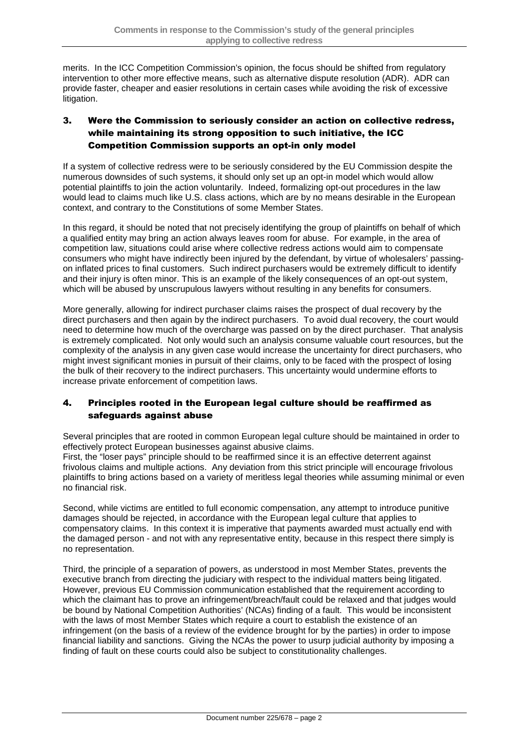merits. In the ICC Competition Commission's opinion, the focus should be shifted from regulatory intervention to other more effective means, such as alternative dispute resolution (ADR). ADR can provide faster, cheaper and easier resolutions in certain cases while avoiding the risk of excessive litigation.

## 3. Were the Commission to seriously consider an action on collective redress, while maintaining its strong opposition to such initiative, the ICC Competition Commission supports an opt-in only model

If a system of collective redress were to be seriously considered by the EU Commission despite the numerous downsides of such systems, it should only set up an opt-in model which would allow potential plaintiffs to join the action voluntarily. Indeed, formalizing opt-out procedures in the law would lead to claims much like U.S. class actions, which are by no means desirable in the European context, and contrary to the Constitutions of some Member States.

In this regard, it should be noted that not precisely identifying the group of plaintiffs on behalf of which a qualified entity may bring an action always leaves room for abuse. For example, in the area of competition law, situations could arise where collective redress actions would aim to compensate consumers who might have indirectly been injured by the defendant, by virtue of wholesalers' passing-on inflated prices to final customers. Such indirect purchasers would be extremely difficult to identify and their injury is often minor. This is an example of the likely consequences of an opt-out system, which will be abused by unscrupulous lawyers without resulting in any benefits for consumers.

More generally, allowing for indirect purchaser claims raises the prospect of dual recovery by the direct purchasers and then again by the indirect purchasers. To avoid dual recovery, the court would need to determine how much of the overcharge was passed on by the direct purchaser. That analysis is extremely complicated. Not only would such an analysis consume valuable court resources, but the complexity of the analysis in any given case would increase the uncertainty for direct purchasers, who might invest significant monies in pursuit of their claims, only to be faced with the prospect of losing the bulk of their recovery to the indirect purchasers. This uncertainty would undermine efforts to increase private enforcement of competition laws.

## 4. Principles rooted in the European legal culture should be reaffirmed as safeguards against abuse

Several principles that are rooted in common European legal culture should be maintained in order to effectively protect European businesses against abusive claims.
First, the "loser pays" principle should to be reaffirmed since it is an effective deterrent against frivolous claims and multiple actions. Any deviation from this strict principle will encourage frivolous plaintiffs to bring actions based on a variety of meritless legal theories while assuming minimal or even no financial risk.

Second, while victims are entitled to full economic compensation, any attempt to introduce punitive damages should be rejected, in accordance with the European legal culture that applies to compensatory claims. In this context it is imperative that payments awarded must actually end with the damaged person - and not with any representative entity, because in this respect there simply is no representation.

Third, the principle of a separation of powers, as understood in most Member States, prevents the executive branch from directing the judiciary with respect to the individual matters being litigated. However, previous EU Commission communication established that the requirement according to which the claimant has to prove an infringement/breach/fault could be relaxed and that judges would be bound by National Competition Authorities' (NCAs) finding of a fault. This would be inconsistent with the laws of most Member States which require a court to establish the existence of an infringement (on the basis of a review of the evidence brought for by the parties) in order to impose financial liability and sanctions. Giving the NCAs the power to usurp judicial authority by imposing a finding of fault on these courts could also be subject to constitutionality challenges.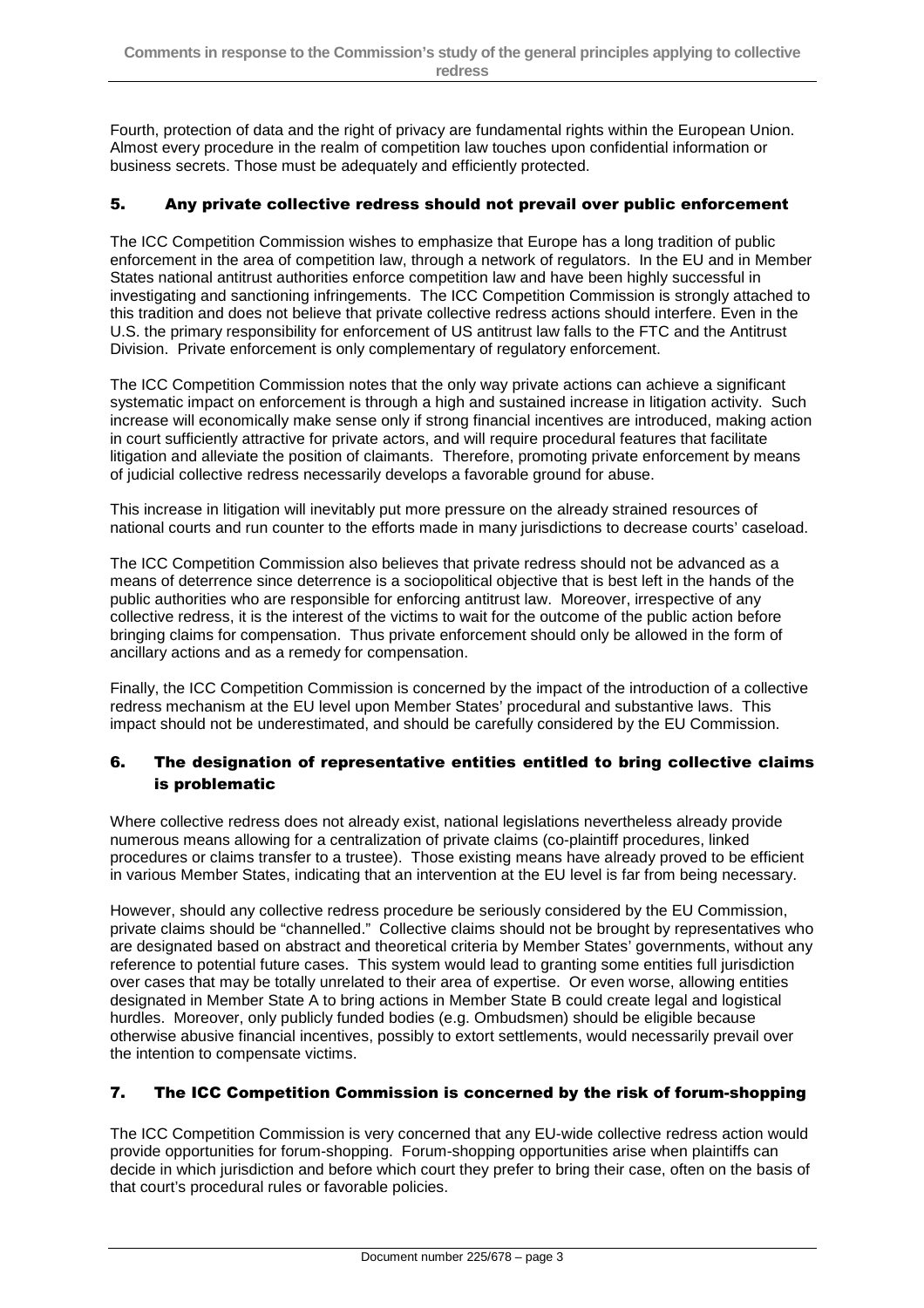Fourth, protection of data and the right of privacy are fundamental rights within the European Union. Almost every procedure in the realm of competition law touches upon confidential information or business secrets. Those must be adequately and efficiently protected.

## 5. Any private collective redress should not prevail over public enforcement

The ICC Competition Commission wishes to emphasize that Europe has a long tradition of public enforcement in the area of competition law, through a network of regulators. In the EU and in Member States national antitrust authorities enforce competition law and have been highly successful in investigating and sanctioning infringements. The ICC Competition Commission is strongly attached to this tradition and does not believe that private collective redress actions should interfere. Even in the U.S. the primary responsibility for enforcement of US antitrust law falls to the FTC and the Antitrust Division. Private enforcement is only complementary of regulatory enforcement.

The ICC Competition Commission notes that the only way private actions can achieve a significant systematic impact on enforcement is through a high and sustained increase in litigation activity. Such increase will economically make sense only if strong financial incentives are introduced, making action in court sufficiently attractive for private actors, and will require procedural features that facilitate litigation and alleviate the position of claimants. Therefore, promoting private enforcement by means of judicial collective redress necessarily develops a favorable ground for abuse.

This increase in litigation will inevitably put more pressure on the already strained resources of national courts and run counter to the efforts made in many jurisdictions to decrease courts' caseload.

The ICC Competition Commission also believes that private redress should not be advanced as a means of deterrence since deterrence is a sociopolitical objective that is best left in the hands of the public authorities who are responsible for enforcing antitrust law. Moreover, irrespective of any collective redress, it is the interest of the victims to wait for the outcome of the public action before bringing claims for compensation. Thus private enforcement should only be allowed in the form of ancillary actions and as a remedy for compensation.

Finally, the ICC Competition Commission is concerned by the impact of the introduction of a collective redress mechanism at the EU level upon Member States' procedural and substantive laws. This impact should not be underestimated, and should be carefully considered by the EU Commission.

## 6. The designation of representative entities entitled to bring collective claims is problematic

Where collective redress does not already exist, national legislations nevertheless already provide numerous means allowing for a centralization of private claims (co-plaintiff procedures, linked procedures or claims transfer to a trustee). Those existing means have already proved to be efficient in various Member States, indicating that an intervention at the EU level is far from being necessary.

However, should any collective redress procedure be seriously considered by the EU Commission, private claims should be "channelled." Collective claims should not be brought by representatives who are designated based on abstract and theoretical criteria by Member States' governments, without any reference to potential future cases. This system would lead to granting some entities full jurisdiction over cases that may be totally unrelated to their area of expertise. Or even worse, allowing entities designated in Member State A to bring actions in Member State B could create legal and logistical hurdles. Moreover, only publicly funded bodies (e.g. Ombudsmen) should be eligible because otherwise abusive financial incentives, possibly to extort settlements, would necessarily prevail over the intention to compensate victims.

## 7. The ICC Competition Commission is concerned by the risk of forum-shopping

The ICC Competition Commission is very concerned that any EU-wide collective redress action would provide opportunities for forum-shopping. Forum-shopping opportunities arise when plaintiffs can decide in which jurisdiction and before which court they prefer to bring their case, often on the basis of that court's procedural rules or favorable policies.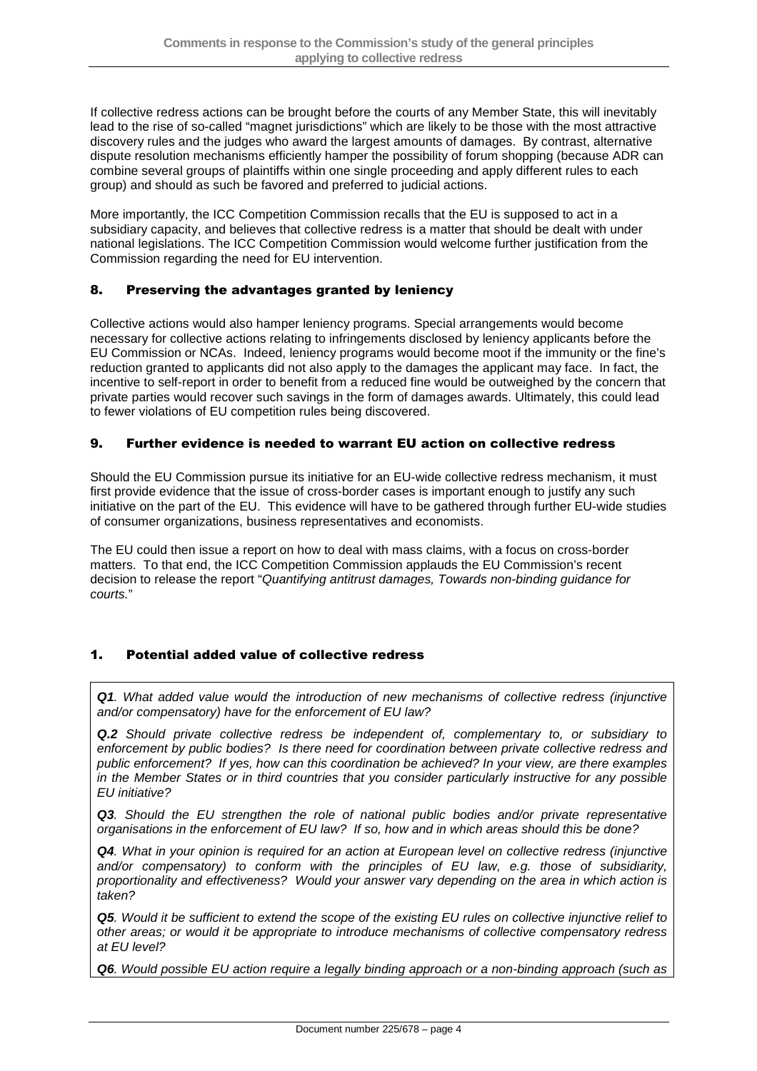If collective redress actions can be brought before the courts of any Member State, this will inevitably lead to the rise of so-called "magnet jurisdictions" which are likely to be those with the most attractive discovery rules and the judges who award the largest amounts of damages. By contrast, alternative dispute resolution mechanisms efficiently hamper the possibility of forum shopping (because ADR can combine several groups of plaintiffs within one single proceeding and apply different rules to each group) and should as such be favored and preferred to judicial actions.

More importantly, the ICC Competition Commission recalls that the EU is supposed to act in a subsidiary capacity, and believes that collective redress is a matter that should be dealt with under national legislations. The ICC Competition Commission would welcome further justification from the Commission regarding the need for EU intervention.

## 8. Preserving the advantages granted by leniency

Collective actions would also hamper leniency programs. Special arrangements would become necessary for collective actions relating to infringements disclosed by leniency applicants before the EU Commission or NCAs. Indeed, leniency programs would become moot if the immunity or the fine's reduction granted to applicants did not also apply to the damages the applicant may face. In fact, the incentive to self-report in order to benefit from a reduced fine would be outweighed by the concern that private parties would recover such savings in the form of damages awards. Ultimately, this could lead to fewer violations of EU competition rules being discovered.

## 9. Further evidence is needed to warrant EU action on collective redress

Should the EU Commission pursue its initiative for an EU-wide collective redress mechanism, it must first provide evidence that the issue of cross-border cases is important enough to justify any such initiative on the part of the EU. This evidence will have to be gathered through further EU-wide studies of consumer organizations, business representatives and economists.

The EU could then issue a report on how to deal with mass claims, with a focus on cross-border matters. To that end, the ICC Competition Commission applauds the EU Commission's recent decision to release the report "*Quantifying antitrust damages, Towards non-binding guidance for courts.*"

## 1. Potential added value of collective redress

***Q1**. What added value would the introduction of new mechanisms of collective redress (injunctive and/or compensatory) have for the enforcement of EU law?*

***Q.2** Should private collective redress be independent of, complementary to, or subsidiary to enforcement by public bodies? Is there need for coordination between private collective redress and public enforcement? If yes, how can this coordination be achieved? In your view, are there examples in the Member States or in third countries that you consider particularly instructive for any possible EU initiative?*

***Q3**. Should the EU strengthen the role of national public bodies and/or private representative organisations in the enforcement of EU law? If so, how and in which areas should this be done?*

***Q4**. What in your opinion is required for an action at European level on collective redress (injunctive and/or compensatory) to conform with the principles of EU law, e.g. those of subsidiarity, proportionality and effectiveness? Would your answer vary depending on the area in which action is taken?*

***Q5**. Would it be sufficient to extend the scope of the existing EU rules on collective injunctive relief to other areas; or would it be appropriate to introduce mechanisms of collective compensatory redress at EU level?*

***Q6**. Would possible EU action require a legally binding approach or a non-binding approach (such as*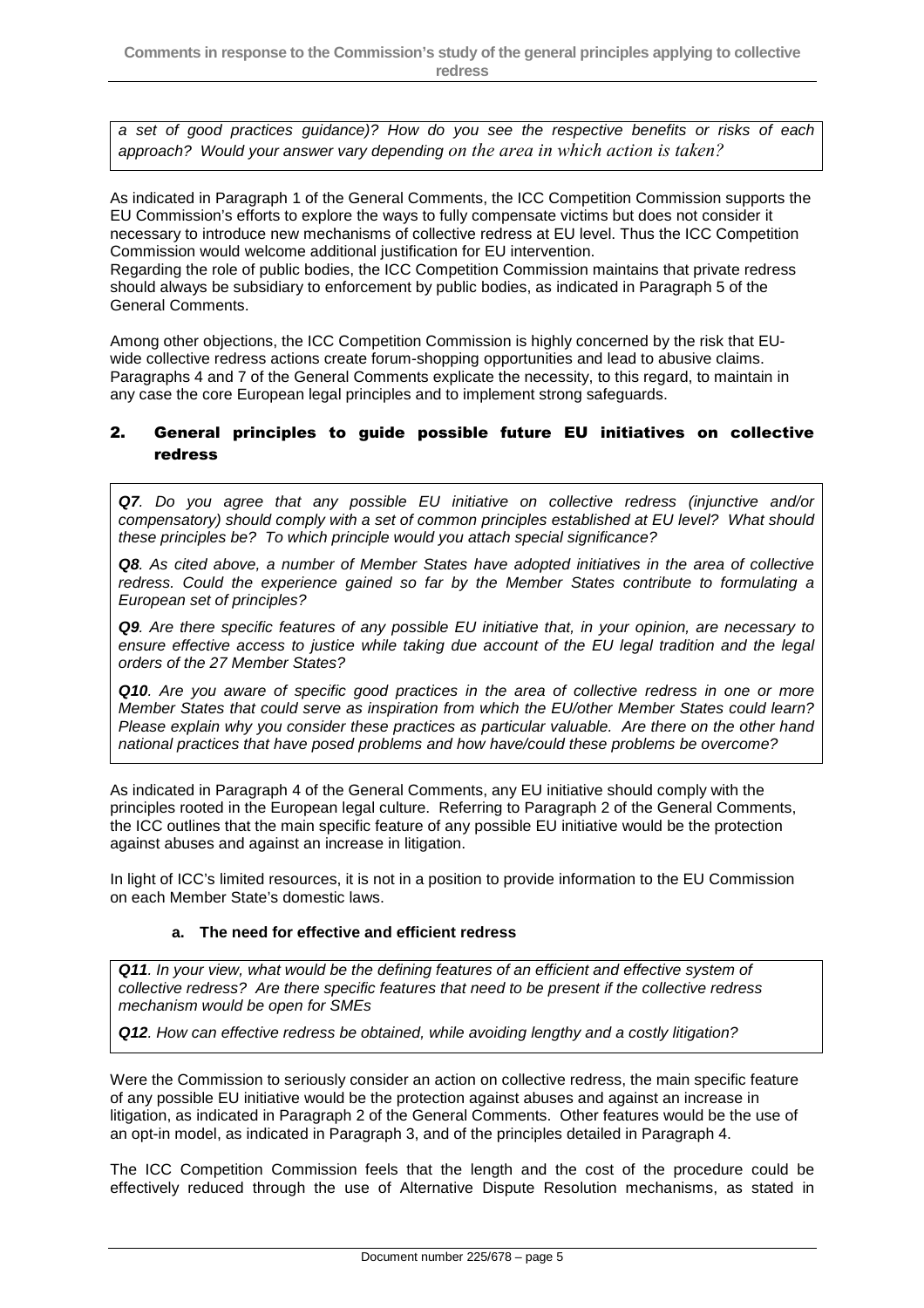*a set of good practices guidance)? How do you see the respective benefits or risks of each approach? Would your answer vary depending on the area in which action is taken?*

As indicated in Paragraph 1 of the General Comments, the ICC Competition Commission supports the EU Commission's efforts to explore the ways to fully compensate victims but does not consider it necessary to introduce new mechanisms of collective redress at EU level. Thus the ICC Competition Commission would welcome additional justification for EU intervention.
Regarding the role of public bodies, the ICC Competition Commission maintains that private redress should always be subsidiary to enforcement by public bodies, as indicated in Paragraph 5 of the General Comments.

Among other objections, the ICC Competition Commission is highly concerned by the risk that EU-wide collective redress actions create forum-shopping opportunities and lead to abusive claims. Paragraphs 4 and 7 of the General Comments explicate the necessity, to this regard, to maintain in any case the core European legal principles and to implement strong safeguards.

## 2. General principles to guide possible future EU initiatives on collective redress

***Q7**. Do you agree that any possible EU initiative on collective redress (injunctive and/or compensatory) should comply with a set of common principles established at EU level? What should these principles be? To which principle would you attach special significance?*

***Q8**. As cited above, a number of Member States have adopted initiatives in the area of collective redress. Could the experience gained so far by the Member States contribute to formulating a European set of principles?*

***Q9**. Are there specific features of any possible EU initiative that, in your opinion, are necessary to ensure effective access to justice while taking due account of the EU legal tradition and the legal orders of the 27 Member States?*

***Q10**. Are you aware of specific good practices in the area of collective redress in one or more Member States that could serve as inspiration from which the EU/other Member States could learn? Please explain why you consider these practices as particular valuable. Are there on the other hand national practices that have posed problems and how have/could these problems be overcome?*

As indicated in Paragraph 4 of the General Comments, any EU initiative should comply with the principles rooted in the European legal culture. Referring to Paragraph 2 of the General Comments, the ICC outlines that the main specific feature of any possible EU initiative would be the protection against abuses and against an increase in litigation.

In light of ICC's limited resources, it is not in a position to provide information to the EU Commission on each Member State's domestic laws.

### a. The need for effective and efficient redress

***Q11**. In your view, what would be the defining features of an efficient and effective system of collective redress? Are there specific features that need to be present if the collective redress mechanism would be open for SMEs*

***Q12**. How can effective redress be obtained, while avoiding lengthy and a costly litigation?*

Were the Commission to seriously consider an action on collective redress, the main specific feature of any possible EU initiative would be the protection against abuses and against an increase in litigation, as indicated in Paragraph 2 of the General Comments. Other features would be the use of an opt-in model, as indicated in Paragraph 3, and of the principles detailed in Paragraph 4.

The ICC Competition Commission feels that the length and the cost of the procedure could be effectively reduced through the use of Alternative Dispute Resolution mechanisms, as stated in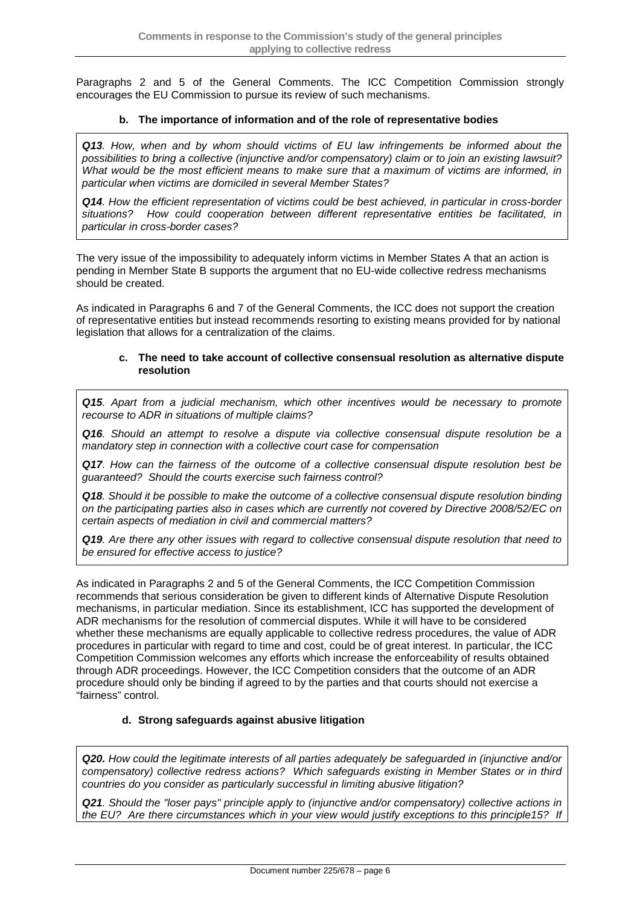Paragraphs 2 and 5 of the General Comments. The ICC Competition Commission strongly encourages the EU Commission to pursue its review of such mechanisms.

#### b. The importance of information and of the role of representative bodies

> ***Q13***. *How, when and by whom should victims of EU law infringements be informed about the possibilities to bring a collective (injunctive and/or compensatory) claim or to join an existing lawsuit? What would be the most efficient means to make sure that a maximum of victims are informed, in particular when victims are domiciled in several Member States?*
>
> ***Q14***. *How the efficient representation of victims could be best achieved, in particular in cross-border situations? How could cooperation between different representative entities be facilitated, in particular in cross-border cases?*

The very issue of the impossibility to adequately inform victims in Member States A that an action is pending in Member State B supports the argument that no EU-wide collective redress mechanisms should be created.

As indicated in Paragraphs 6 and 7 of the General Comments, the ICC does not support the creation of representative entities but instead recommends resorting to existing means provided for by national legislation that allows for a centralization of the claims.

#### c. The need to take account of collective consensual resolution as alternative dispute resolution

> ***Q15***. *Apart from a judicial mechanism, which other incentives would be necessary to promote recourse to ADR in situations of multiple claims?*
>
> ***Q16***. *Should an attempt to resolve a dispute via collective consensual dispute resolution be a mandatory step in connection with a collective court case for compensation*
>
> ***Q17***. *How can the fairness of the outcome of a collective consensual dispute resolution best be guaranteed? Should the courts exercise such fairness control?*
>
> ***Q18***. *Should it be possible to make the outcome of a collective consensual dispute resolution binding on the participating parties also in cases which are currently not covered by Directive 2008/52/EC on certain aspects of mediation in civil and commercial matters?*
>
> ***Q19***. *Are there any other issues with regard to collective consensual dispute resolution that need to be ensured for effective access to justice?*

As indicated in Paragraphs 2 and 5 of the General Comments, the ICC Competition Commission recommends that serious consideration be given to different kinds of Alternative Dispute Resolution mechanisms, in particular mediation. Since its establishment, ICC has supported the development of ADR mechanisms for the resolution of commercial disputes. While it will have to be considered whether these mechanisms are equally applicable to collective redress procedures, the value of ADR procedures in particular with regard to time and cost, could be of great interest. In particular, the ICC Competition Commission welcomes any efforts which increase the enforceability of results obtained through ADR proceedings. However, the ICC Competition considers that the outcome of an ADR procedure should only be binding if agreed to by the parties and that courts should not exercise a "fairness" control.

#### d. Strong safeguards against abusive litigation

> ***Q20.*** *How could the legitimate interests of all parties adequately be safeguarded in (injunctive and/or compensatory) collective redress actions? Which safeguards existing in Member States or in third countries do you consider as particularly successful in limiting abusive litigation?*
>
> ***Q21***. *Should the "loser pays" principle apply to (injunctive and/or compensatory) collective actions in the EU? Are there circumstances which in your view would justify exceptions to this principle15? If*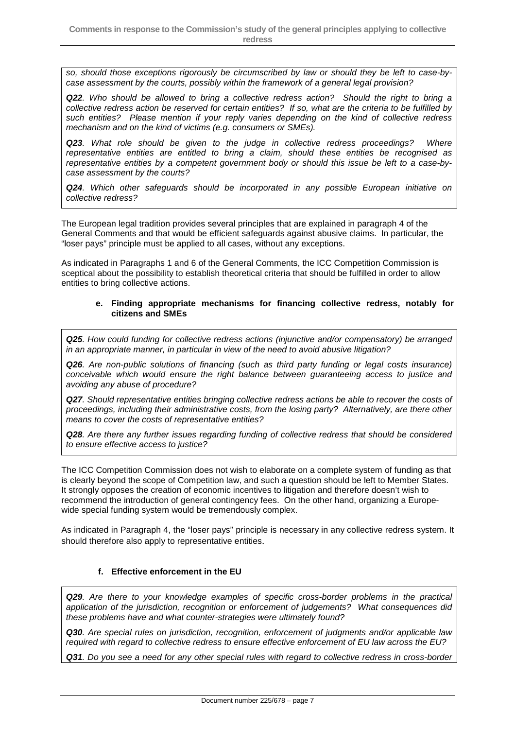*so, should those exceptions rigorously be circumscribed by law or should they be left to case-by-case assessment by the courts, possibly within the framework of a general legal provision?*

***Q22**. Who should be allowed to bring a collective redress action? Should the right to bring a collective redress action be reserved for certain entities? If so, what are the criteria to be fulfilled by such entities? Please mention if your reply varies depending on the kind of collective redress mechanism and on the kind of victims (e.g. consumers or SMEs).*

***Q23**. What role should be given to the judge in collective redress proceedings? Where representative entities are entitled to bring a claim, should these entities be recognised as representative entities by a competent government body or should this issue be left to a case-by-case assessment by the courts?*

***Q24**. Which other safeguards should be incorporated in any possible European initiative on collective redress?*

The European legal tradition provides several principles that are explained in paragraph 4 of the General Comments and that would be efficient safeguards against abusive claims. In particular, the "loser pays" principle must be applied to all cases, without any exceptions.

As indicated in Paragraphs 1 and 6 of the General Comments, the ICC Competition Commission is sceptical about the possibility to establish theoretical criteria that should be fulfilled in order to allow entities to bring collective actions.

#### e. Finding appropriate mechanisms for financing collective redress, notably for citizens and SMEs

***Q25**. How could funding for collective redress actions (injunctive and/or compensatory) be arranged in an appropriate manner, in particular in view of the need to avoid abusive litigation?*

***Q26**. Are non-public solutions of financing (such as third party funding or legal costs insurance) conceivable which would ensure the right balance between guaranteeing access to justice and avoiding any abuse of procedure?*

***Q27**. Should representative entities bringing collective redress actions be able to recover the costs of proceedings, including their administrative costs, from the losing party? Alternatively, are there other means to cover the costs of representative entities?*

***Q28**. Are there any further issues regarding funding of collective redress that should be considered to ensure effective access to justice?*

The ICC Competition Commission does not wish to elaborate on a complete system of funding as that is clearly beyond the scope of Competition law, and such a question should be left to Member States. It strongly opposes the creation of economic incentives to litigation and therefore doesn't wish to recommend the introduction of general contingency fees. On the other hand, organizing a Europe-wide special funding system would be tremendously complex.

As indicated in Paragraph 4, the "loser pays" principle is necessary in any collective redress system. It should therefore also apply to representative entities.

#### f. Effective enforcement in the EU

***Q29**. Are there to your knowledge examples of specific cross-border problems in the practical application of the jurisdiction, recognition or enforcement of judgements? What consequences did these problems have and what counter-strategies were ultimately found?*

***Q30**. Are special rules on jurisdiction, recognition, enforcement of judgments and/or applicable law required with regard to collective redress to ensure effective enforcement of EU law across the EU?*

***Q31**. Do you see a need for any other special rules with regard to collective redress in cross-border*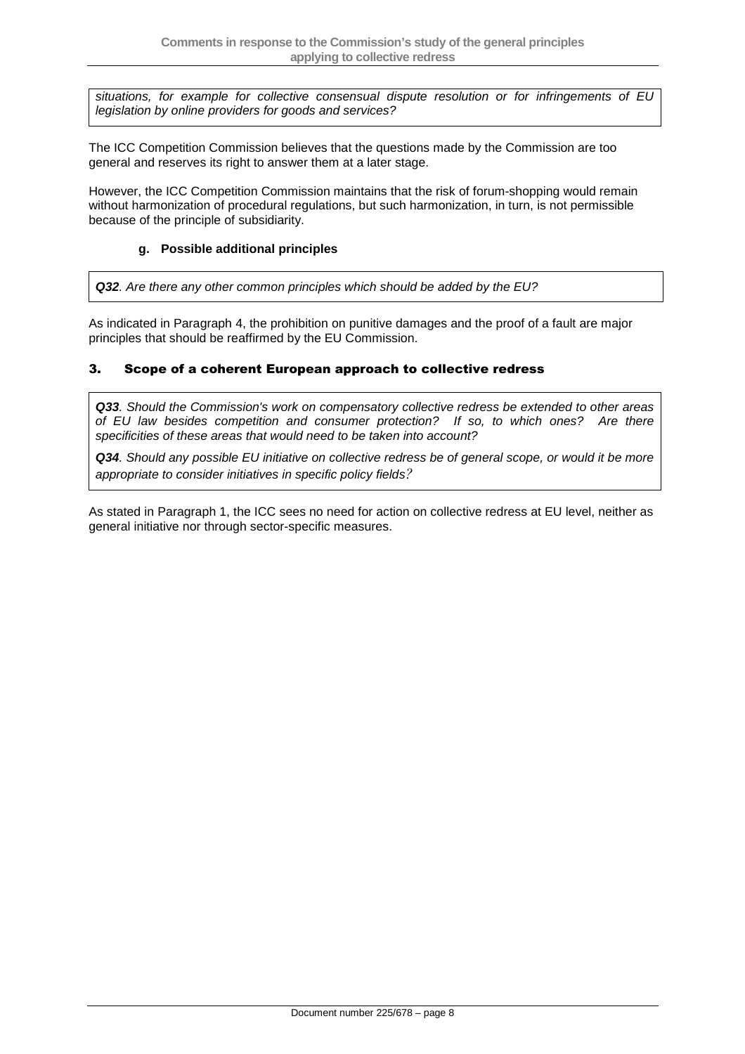*situations, for example for collective consensual dispute resolution or for infringements of EU legislation by online providers for goods and services?*

The ICC Competition Commission believes that the questions made by the Commission are too general and reserves its right to answer them at a later stage.

However, the ICC Competition Commission maintains that the risk of forum-shopping would remain without harmonization of procedural regulations, but such harmonization, in turn, is not permissible because of the principle of subsidiarity.

#### g. Possible additional principles

***Q32**. Are there any other common principles which should be added by the EU?*

As indicated in Paragraph 4, the prohibition on punitive damages and the proof of a fault are major principles that should be reaffirmed by the EU Commission.

### 3. Scope of a coherent European approach to collective redress

***Q33**. Should the Commission's work on compensatory collective redress be extended to other areas of EU law besides competition and consumer protection? If so, to which ones? Are there specificities of these areas that would need to be taken into account?*

***Q34**. Should any possible EU initiative on collective redress be of general scope, or would it be more appropriate to consider initiatives in specific policy fields?*

As stated in Paragraph 1, the ICC sees no need for action on collective redress at EU level, neither as general initiative nor through sector-specific measures.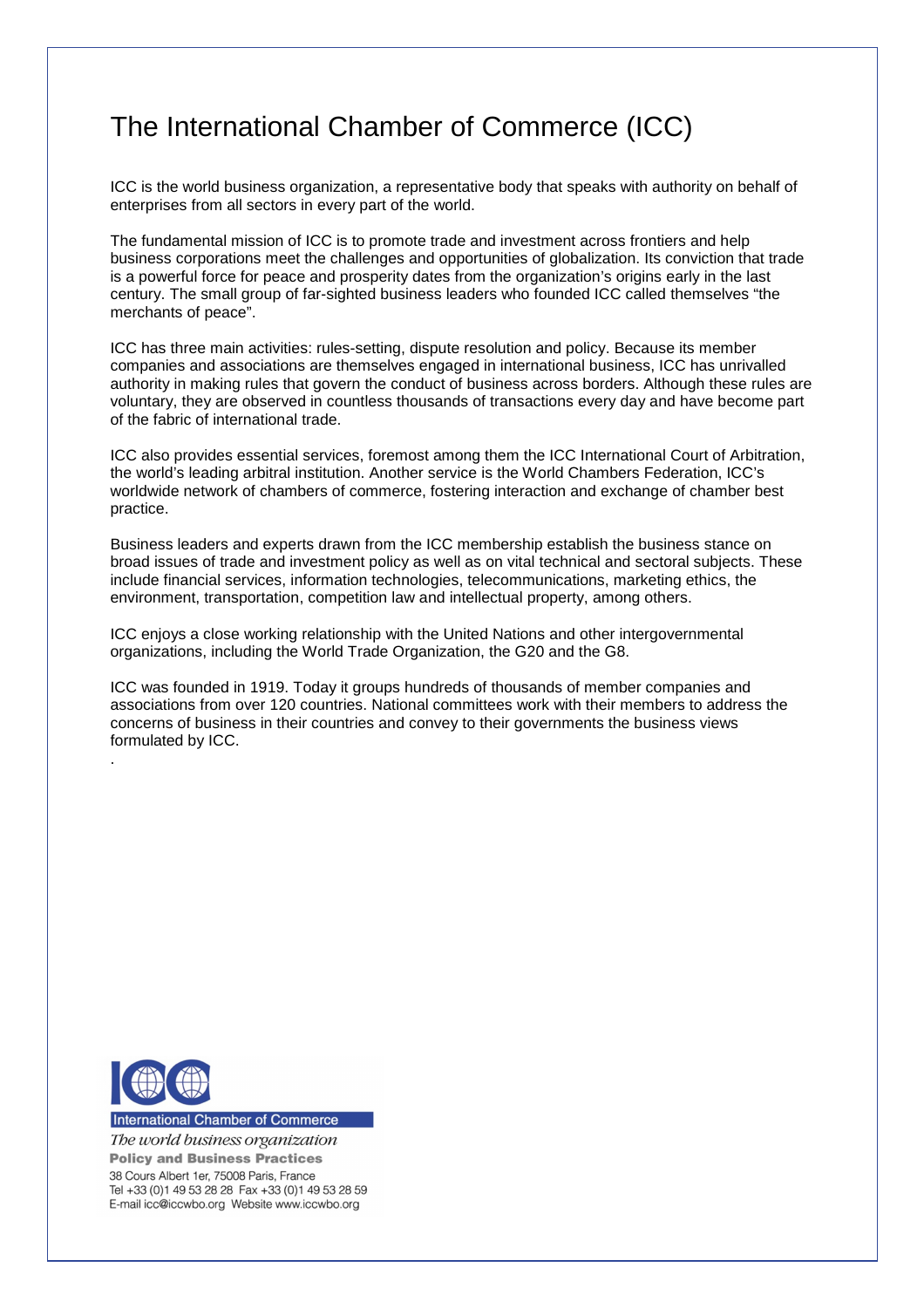# The International Chamber of Commerce (ICC)

ICC is the world business organization, a representative body that speaks with authority on behalf of enterprises from all sectors in every part of the world.

The fundamental mission of ICC is to promote trade and investment across frontiers and help business corporations meet the challenges and opportunities of globalization. Its conviction that trade is a powerful force for peace and prosperity dates from the organization's origins early in the last century. The small group of far-sighted business leaders who founded ICC called themselves "the merchants of peace".

ICC has three main activities: rules-setting, dispute resolution and policy. Because its member companies and associations are themselves engaged in international business, ICC has unrivalled authority in making rules that govern the conduct of business across borders. Although these rules are voluntary, they are observed in countless thousands of transactions every day and have become part of the fabric of international trade.

ICC also provides essential services, foremost among them the ICC International Court of Arbitration, the world's leading arbitral institution. Another service is the World Chambers Federation, ICC's worldwide network of chambers of commerce, fostering interaction and exchange of chamber best practice.

Business leaders and experts drawn from the ICC membership establish the business stance on broad issues of trade and investment policy as well as on vital technical and sectoral subjects. These include financial services, information technologies, telecommunications, marketing ethics, the environment, transportation, competition law and intellectual property, among others.

ICC enjoys a close working relationship with the United Nations and other intergovernmental organizations, including the World Trade Organization, the G20 and the G8.

ICC was founded in 1919. Today it groups hundreds of thousands of member companies and associations from over 120 countries. National committees work with their members to address the concerns of business in their countries and convey to their governments the business views formulated by ICC.

.

International Chamber of Commerce

*The world business organization*

**Policy and Business Practices**

38 Cours Albert 1er, 75008 Paris, France
Tel +33 (0)1 49 53 28 28 Fax +33 (0)1 49 53 28 59
E-mail icc@iccwbo.org Website www.iccwbo.org